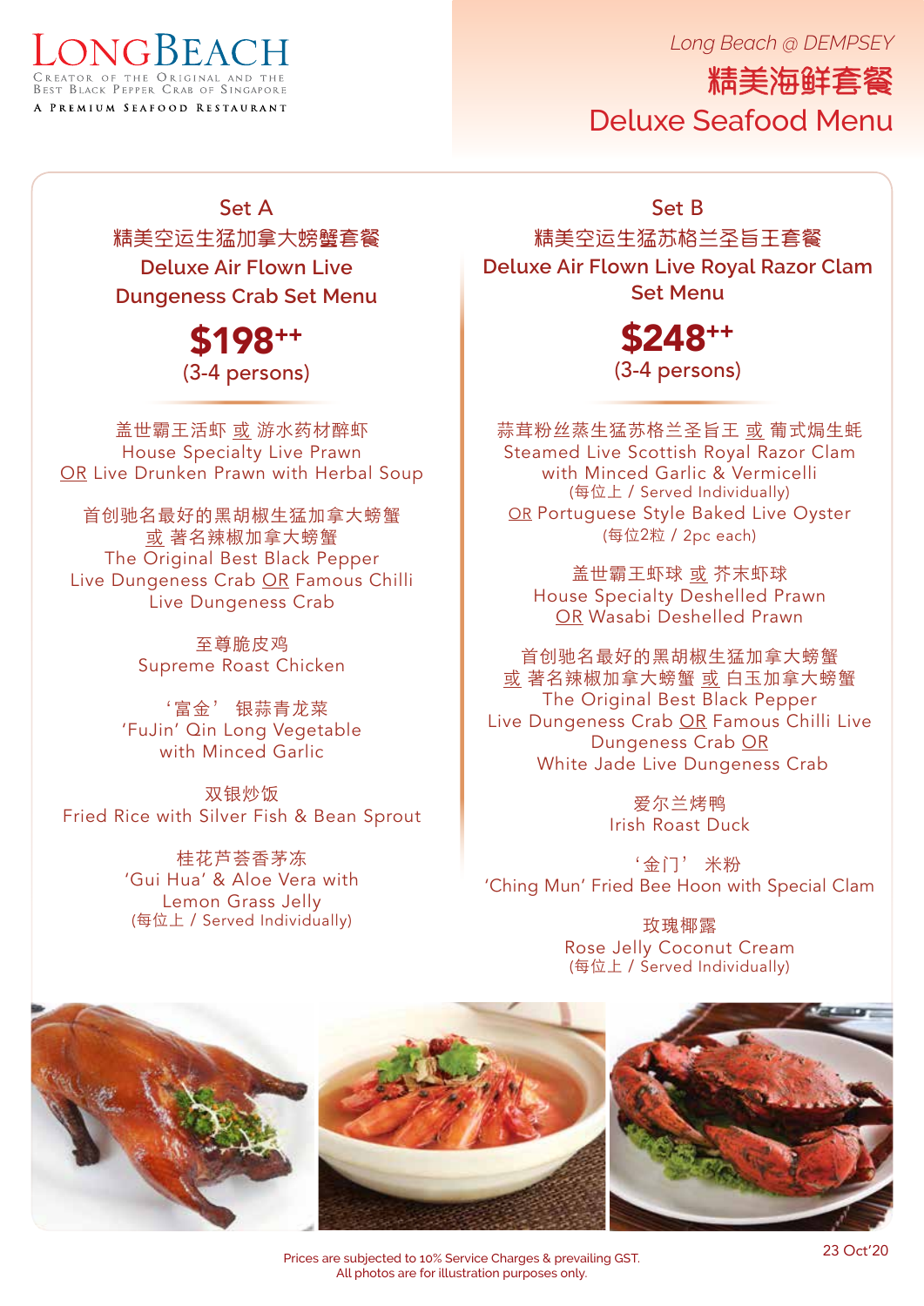# LONGBEACH

Creator of the Original and the Best Black Pepper Crab of Singapore

A Premium Seafood Restaurant

*Long Beach @ DEMPSEY*

# 精美海鲜套餐
# Deluxe Seafood Menu

## Set A
## 精美空运生猛加拿大螃蟹套餐
## Deluxe Air Flown Live Dungeness Crab Set Menu

**$198++**
(3-4 persons)

盖世霸王活虾 或 游水药材醉虾
House Specialty Live Prawn
OR Live Drunken Prawn with Herbal Soup

首创驰名最好的黑胡椒生猛加拿大螃蟹
或 著名辣椒加拿大螃蟹
The Original Best Black Pepper
Live Dungeness Crab OR Famous Chilli
Live Dungeness Crab

至尊脆皮鸡
Supreme Roast Chicken

'富金' 银蒜青龙菜
'FuJin' Qin Long Vegetable
with Minced Garlic

双银炒饭
Fried Rice with Silver Fish & Bean Sprout

桂花芦荟香茅冻
'Gui Hua' & Aloe Vera with
Lemon Grass Jelly
(每位上 / Served Individually)

## Set B
## 精美空运生猛苏格兰圣旨王套餐
## Deluxe Air Flown Live Royal Razor Clam Set Menu

**$248++**
(3-4 persons)

蒜茸粉丝蒸生猛苏格兰圣旨王 或 葡式焗生蚝
Steamed Live Scottish Royal Razor Clam
with Minced Garlic & Vermicelli
(每位上 / Served Individually)
OR Portuguese Style Baked Live Oyster
(每位2粒 / 2pc each)

盖世霸王虾球 或 芥末虾球
House Specialty Deshelled Prawn
OR Wasabi Deshelled Prawn

首创驰名最好的黑胡椒生猛加拿大螃蟹
或 著名辣椒加拿大螃蟹 或 白玉加拿大螃蟹
The Original Best Black Pepper
Live Dungeness Crab OR Famous Chilli Live
Dungeness Crab OR
White Jade Live Dungeness Crab

爱尔兰烤鸭
Irish Roast Duck

'金门' 米粉
'Ching Mun' Fried Bee Hoon with Special Clam

玫瑰椰露
Rose Jelly Coconut Cream
(每位上 / Served Individually)

Prices are subjected to 10% Service Charges & prevailing GST.
All photos are for illustration purposes only.

23 Oct'20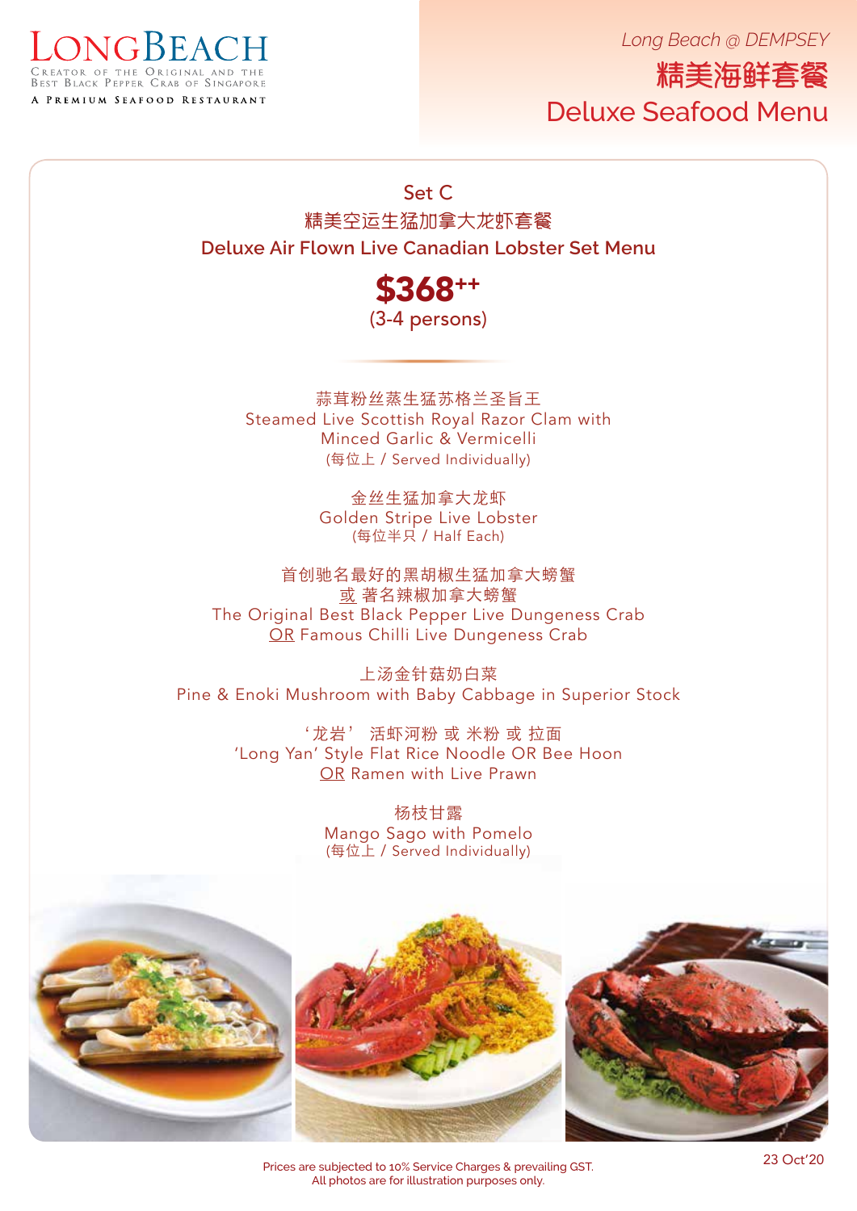LongBeach
Creator of the Original and the Best Black Pepper Crab of Singapore
A Premium Seafood Restaurant

*Long Beach @ DEMPSEY*

# 精美海鲜套餐
# Deluxe Seafood Menu

## Set C
## 精美空运生猛加拿大龙虾套餐
## Deluxe Air Flown Live Canadian Lobster Set Menu

**$368++**
(3-4 persons)

蒜茸粉丝蒸生猛苏格兰圣旨王
Steamed Live Scottish Royal Razor Clam with Minced Garlic & Vermicelli
(每位上 / Served Individually)

金丝生猛加拿大龙虾
Golden Stripe Live Lobster
(每位半只 / Half Each)

首创驰名最好的黑胡椒生猛加拿大螃蟹
或 著名辣椒加拿大螃蟹
The Original Best Black Pepper Live Dungeness Crab
OR Famous Chilli Live Dungeness Crab

上汤金针菇奶白菜
Pine & Enoki Mushroom with Baby Cabbage in Superior Stock

'龙岩' 活虾河粉 或 米粉 或 拉面
'Long Yan' Style Flat Rice Noodle OR Bee Hoon
OR Ramen with Live Prawn

杨枝甘露
Mango Sago with Pomelo
(每位上 / Served Individually)

Prices are subjected to 10% Service Charges & prevailing GST.
All photos are for illustration purposes only.

23 Oct'20